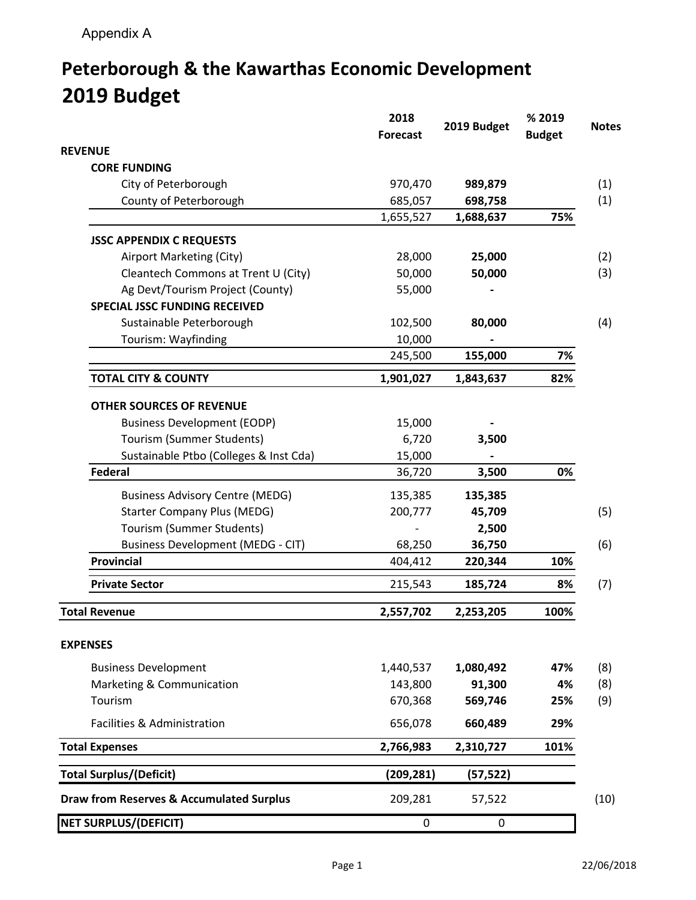Appendix A

# Peterborough & the Kawarthas Economic Development
# 2019 Budget

| | 2018 Forecast | 2019 Budget | % 2019 Budget | Notes |
|---|---|---|---|---|
| **REVENUE** | | | | |
| **CORE FUNDING** | | | | |
| City of Peterborough | 970,470 | **989,879** | | (1) |
| County of Peterborough | 685,057 | **698,758** | | (1) |
| | 1,655,527 | **1,688,637** | **75%** | |
| **JSSC APPENDIX C REQUESTS** | | | | |
| Airport Marketing (City) | 28,000 | **25,000** | | (2) |
| Cleantech Commons at Trent U (City) | 50,000 | **50,000** | | (3) |
| Ag Devt/Tourism Project (County) | 55,000 | **-** | | |
| **SPECIAL JSSC FUNDING RECEIVED** | | | | |
| Sustainable Peterborough | 102,500 | **80,000** | | (4) |
| Tourism: Wayfinding | 10,000 | **-** | | |
| | 245,500 | **155,000** | **7%** | |
| **TOTAL CITY & COUNTY** | **1,901,027** | **1,843,637** | **82%** | |
| **OTHER SOURCES OF REVENUE** | | | | |
| Business Development (EODP) | 15,000 | **-** | | |
| Tourism (Summer Students) | 6,720 | **3,500** | | |
| Sustainable Ptbo (Colleges & Inst Cda) | 15,000 | **-** | | |
| **Federal** | 36,720 | **3,500** | **0%** | |
| Business Advisory Centre (MEDG) | 135,385 | **135,385** | | |
| Starter Company Plus (MEDG) | 200,777 | **45,709** | | (5) |
| Tourism (Summer Students) | - | **2,500** | | |
| Business Development (MEDG - CIT) | 68,250 | **36,750** | | (6) |
| **Provincial** | 404,412 | **220,344** | **10%** | |
| **Private Sector** | 215,543 | **185,724** | **8%** | (7) |
| **Total Revenue** | **2,557,702** | **2,253,205** | **100%** | |
| **EXPENSES** | | | | |
| Business Development | 1,440,537 | **1,080,492** | **47%** | (8) |
| Marketing & Communication | 143,800 | **91,300** | **4%** | (8) |
| Tourism | 670,368 | **569,746** | **25%** | (9) |
| Facilities & Administration | 656,078 | **660,489** | **29%** | |
| **Total Expenses** | **2,766,983** | **2,310,727** | **101%** | |
| **Total Surplus/(Deficit)** | **(209,281)** | **(57,522)** | | |
| **Draw from Reserves & Accumulated Surplus** | 209,281 | 57,522 | | (10) |
| **NET SURPLUS/(DEFICIT)** | 0 | 0 | | |

22/06/2018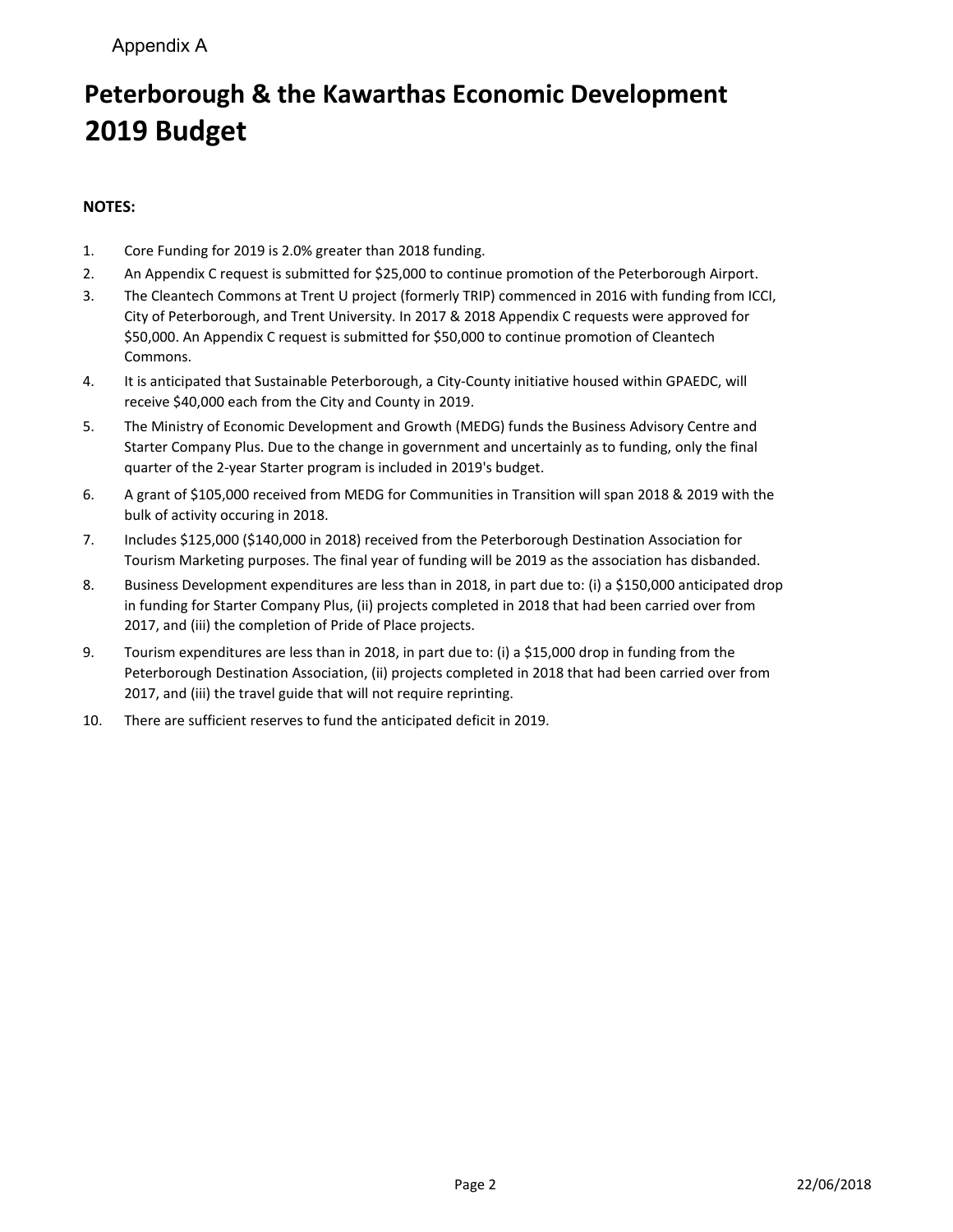Appendix A

# Peterborough & the Kawarthas Economic Development 2019 Budget

**NOTES:**

1. Core Funding for 2019 is 2.0% greater than 2018 funding.
2. An Appendix C request is submitted for $25,000 to continue promotion of the Peterborough Airport.
3. The Cleantech Commons at Trent U project (formerly TRIP) commenced in 2016 with funding from ICCI, City of Peterborough, and Trent University. In 2017 & 2018 Appendix C requests were approved for $50,000. An Appendix C request is submitted for $50,000 to continue promotion of Cleantech Commons.
4. It is anticipated that Sustainable Peterborough, a City-County initiative housed within GPAEDC, will receive $40,000 each from the City and County in 2019.
5. The Ministry of Economic Development and Growth (MEDG) funds the Business Advisory Centre and Starter Company Plus. Due to the change in government and uncertainly as to funding, only the final quarter of the 2-year Starter program is included in 2019's budget.
6. A grant of $105,000 received from MEDG for Communities in Transition will span 2018 & 2019 with the bulk of activity occuring in 2018.
7. Includes $125,000 ($140,000 in 2018) received from the Peterborough Destination Association for Tourism Marketing purposes. The final year of funding will be 2019 as the association has disbanded.
8. Business Development expenditures are less than in 2018, in part due to: (i) a $150,000 anticipated drop in funding for Starter Company Plus, (ii) projects completed in 2018 that had been carried over from 2017, and (iii) the completion of Pride of Place projects.
9. Tourism expenditures are less than in 2018, in part due to: (i) a $15,000 drop in funding from the Peterborough Destination Association, (ii) projects completed in 2018 that had been carried over from 2017, and (iii) the travel guide that will not require reprinting.
10. There are sufficient reserves to fund the anticipated deficit in 2019.

22/06/2018